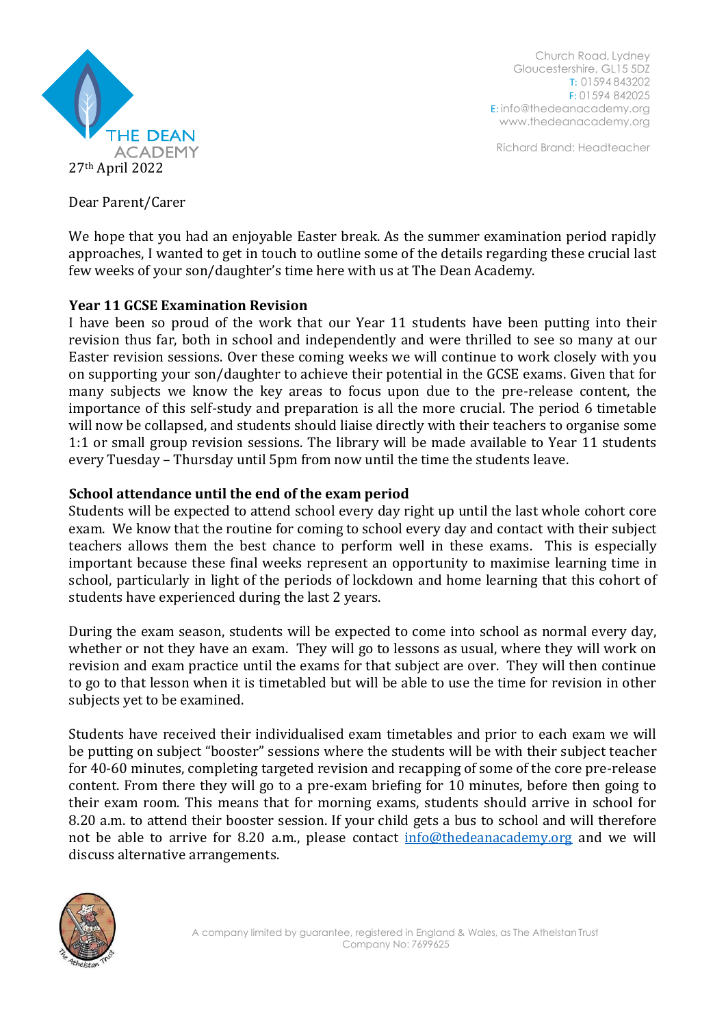Church Road, Lydney
Gloucestershire, GL15 5DZ
T: 01594 843202
F: 01594 842025
E: info@thedeanacademy.org
www.thedeanacademy.org

Richard Brand: Headteacher

27th April 2022

Dear Parent/Carer

We hope that you had an enjoyable Easter break. As the summer examination period rapidly approaches, I wanted to get in touch to outline some of the details regarding these crucial last few weeks of your son/daughter's time here with us at The Dean Academy.

**Year 11 GCSE Examination Revision**

I have been so proud of the work that our Year 11 students have been putting into their revision thus far, both in school and independently and were thrilled to see so many at our Easter revision sessions. Over these coming weeks we will continue to work closely with you on supporting your son/daughter to achieve their potential in the GCSE exams. Given that for many subjects we know the key areas to focus upon due to the pre-release content, the importance of this self-study and preparation is all the more crucial. The period 6 timetable will now be collapsed, and students should liaise directly with their teachers to organise some 1:1 or small group revision sessions. The library will be made available to Year 11 students every Tuesday – Thursday until 5pm from now until the time the students leave.

**School attendance until the end of the exam period**

Students will be expected to attend school every day right up until the last whole cohort core exam. We know that the routine for coming to school every day and contact with their subject teachers allows them the best chance to perform well in these exams. This is especially important because these final weeks represent an opportunity to maximise learning time in school, particularly in light of the periods of lockdown and home learning that this cohort of students have experienced during the last 2 years.

During the exam season, students will be expected to come into school as normal every day, whether or not they have an exam. They will go to lessons as usual, where they will work on revision and exam practice until the exams for that subject are over. They will then continue to go to that lesson when it is timetabled but will be able to use the time for revision in other subjects yet to be examined.

Students have received their individualised exam timetables and prior to each exam we will be putting on subject "booster" sessions where the students will be with their subject teacher for 40-60 minutes, completing targeted revision and recapping of some of the core pre-release content. From there they will go to a pre-exam briefing for 10 minutes, before then going to their exam room. This means that for morning exams, students should arrive in school for 8.20 a.m. to attend their booster session. If your child gets a bus to school and will therefore not be able to arrive for 8.20 a.m., please contact info@thedeanacademy.org and we will discuss alternative arrangements.

A company limited by guarantee, registered in England & Wales, as The Athelstan Trust
Company No: 7699625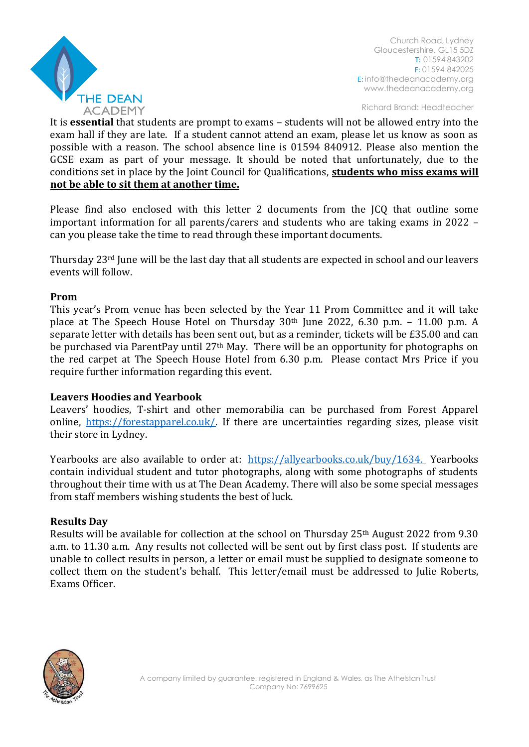It is **essential** that students are prompt to exams – students will not be allowed entry into the exam hall if they are late. If a student cannot attend an exam, please let us know as soon as possible with a reason. The school absence line is 01594 840912. Please also mention the GCSE exam as part of your message. It should be noted that unfortunately, due to the conditions set in place by the Joint Council for Qualifications, **students who miss exams will not be able to sit them at another time.**

Please find also enclosed with this letter 2 documents from the JCQ that outline some important information for all parents/carers and students who are taking exams in 2022 – can you please take the time to read through these important documents.

Thursday 23rd June will be the last day that all students are expected in school and our leavers events will follow.

**Prom**

This year's Prom venue has been selected by the Year 11 Prom Committee and it will take place at The Speech House Hotel on Thursday 30th June 2022, 6.30 p.m. – 11.00 p.m. A separate letter with details has been sent out, but as a reminder, tickets will be £35.00 and can be purchased via ParentPay until 27th May. There will be an opportunity for photographs on the red carpet at The Speech House Hotel from 6.30 p.m. Please contact Mrs Price if you require further information regarding this event.

**Leavers Hoodies and Yearbook**

Leavers' hoodies, T-shirt and other memorabilia can be purchased from Forest Apparel online, https://forestapparel.co.uk/. If there are uncertainties regarding sizes, please visit their store in Lydney.

Yearbooks are also available to order at: https://allyearbooks.co.uk/buy/1634. Yearbooks contain individual student and tutor photographs, along with some photographs of students throughout their time with us at The Dean Academy. There will also be some special messages from staff members wishing students the best of luck.

**Results Day**

Results will be available for collection at the school on Thursday 25th August 2022 from 9.30 a.m. to 11.30 a.m. Any results not collected will be sent out by first class post. If students are unable to collect results in person, a letter or email must be supplied to designate someone to collect them on the student's behalf. This letter/email must be addressed to Julie Roberts, Exams Officer.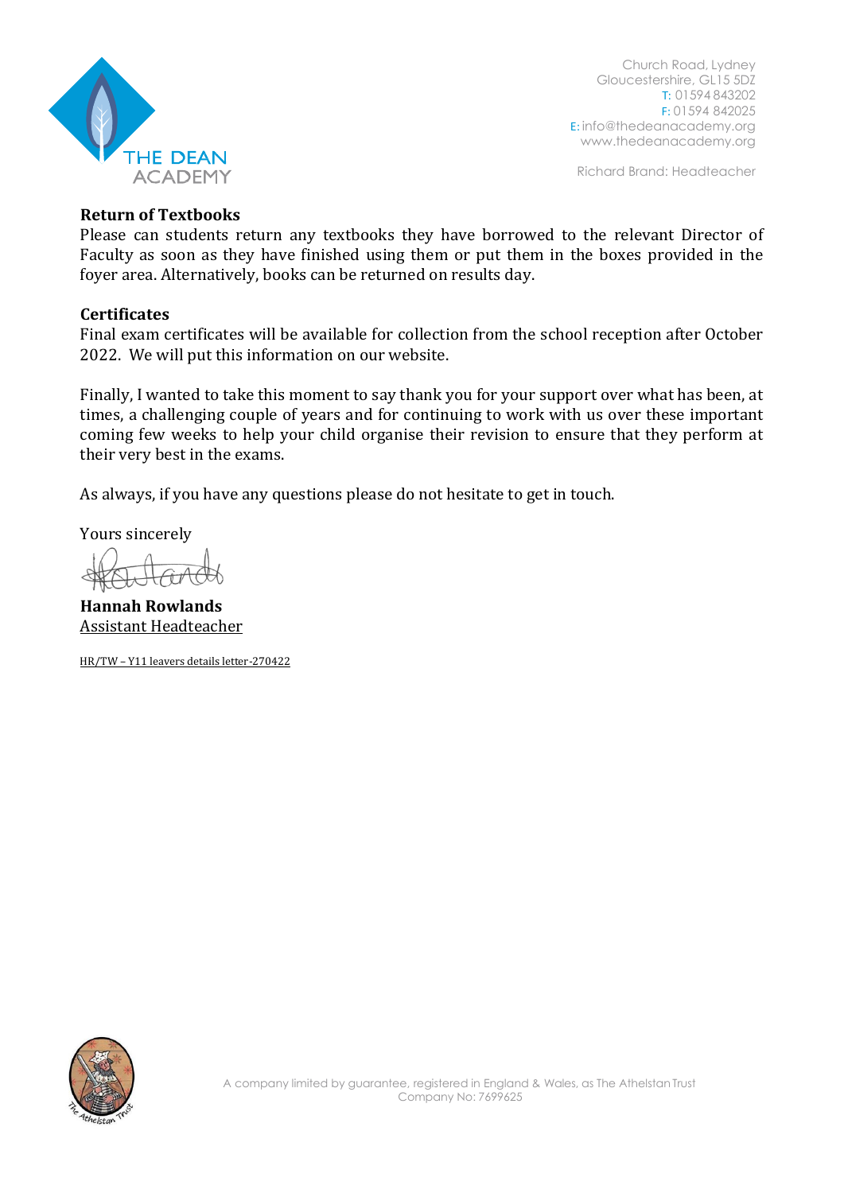Church Road, Lydney
Gloucestershire, GL15 5DZ
T: 01594 843202
F: 01594 842025
E: info@thedeanacademy.org
www.thedeanacademy.org

Richard Brand: Headteacher

**Return of Textbooks**
Please can students return any textbooks they have borrowed to the relevant Director of Faculty as soon as they have finished using them or put them in the boxes provided in the foyer area. Alternatively, books can be returned on results day.

**Certificates**
Final exam certificates will be available for collection from the school reception after October 2022. We will put this information on our website.

Finally, I wanted to take this moment to say thank you for your support over what has been, at times, a challenging couple of years and for continuing to work with us over these important coming few weeks to help your child organise their revision to ensure that they perform at their very best in the exams.

As always, if you have any questions please do not hesitate to get in touch.

Yours sincerely

**Hannah Rowlands**
Assistant Headteacher

HR/TW – Y11 leavers details letter-270422

A company limited by guarantee, registered in England & Wales, as The Athelstan Trust
Company No: 7699625